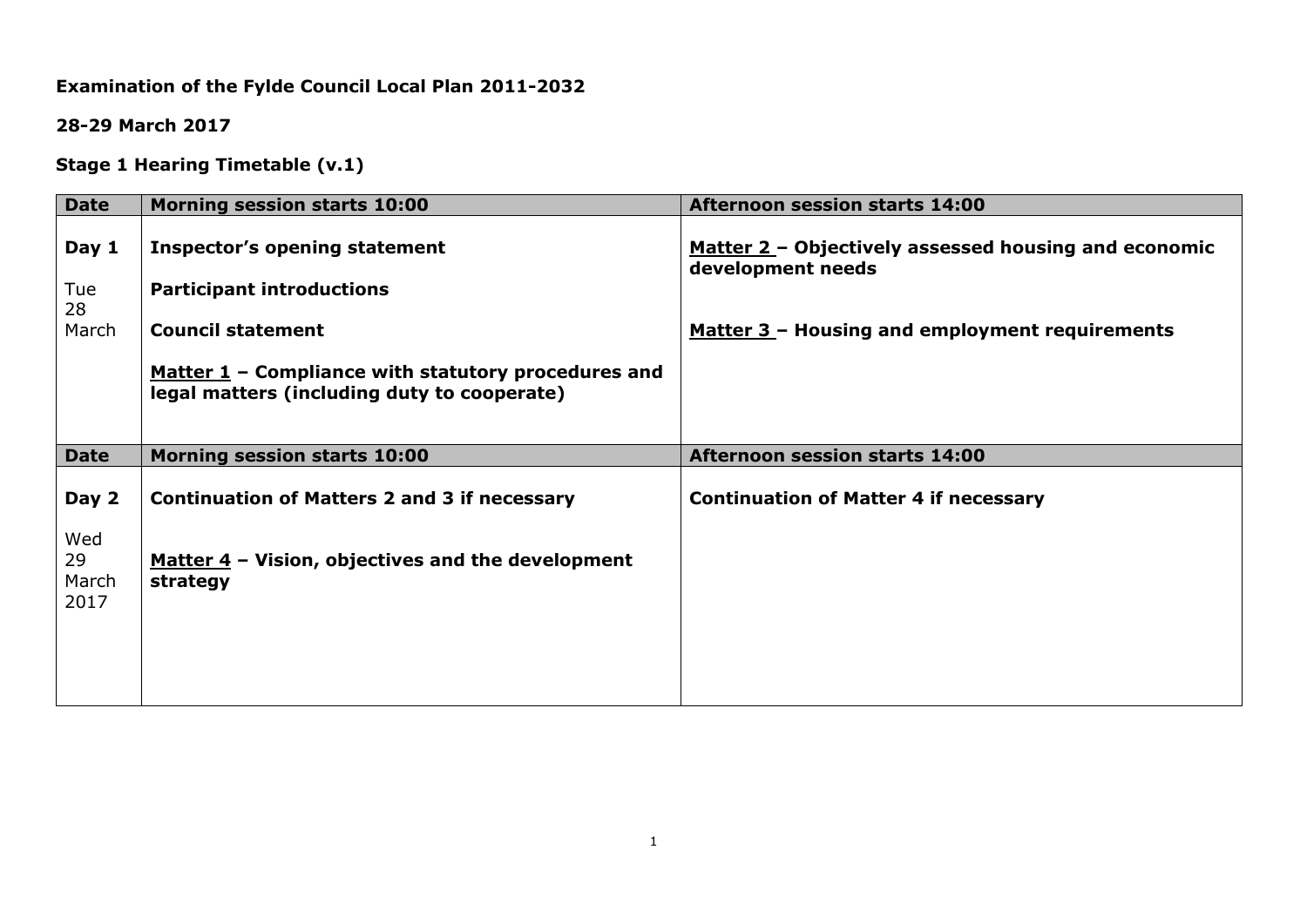**Examination of the Fylde Council Local Plan 2011-2032**

**28-29 March 2017**

**Stage 1 Hearing Timetable (v.1)**

| Date | Morning session starts 10:00 | Afternoon session starts 14:00 |
|---|---|---|
| **Day 1**<br>Tue 28 March | **Inspector's opening statement**<br>**Participant introductions**<br>**Council statement**<br>**<u>Matter 1</u> – Compliance with statutory procedures and legal matters (including duty to cooperate)** | **<u>Matter 2</u> – Objectively assessed housing and economic development needs**<br>**<u>Matter 3</u> – Housing and employment requirements** |
| **Date** | **Morning session starts 10:00** | **Afternoon session starts 14:00** |
| **Day 2**<br>Wed 29 March 2017 | **Continuation of Matters 2 and 3 if necessary**<br>**<u>Matter 4</u> – Vision, objectives and the development strategy** | **Continuation of Matter 4 if necessary** |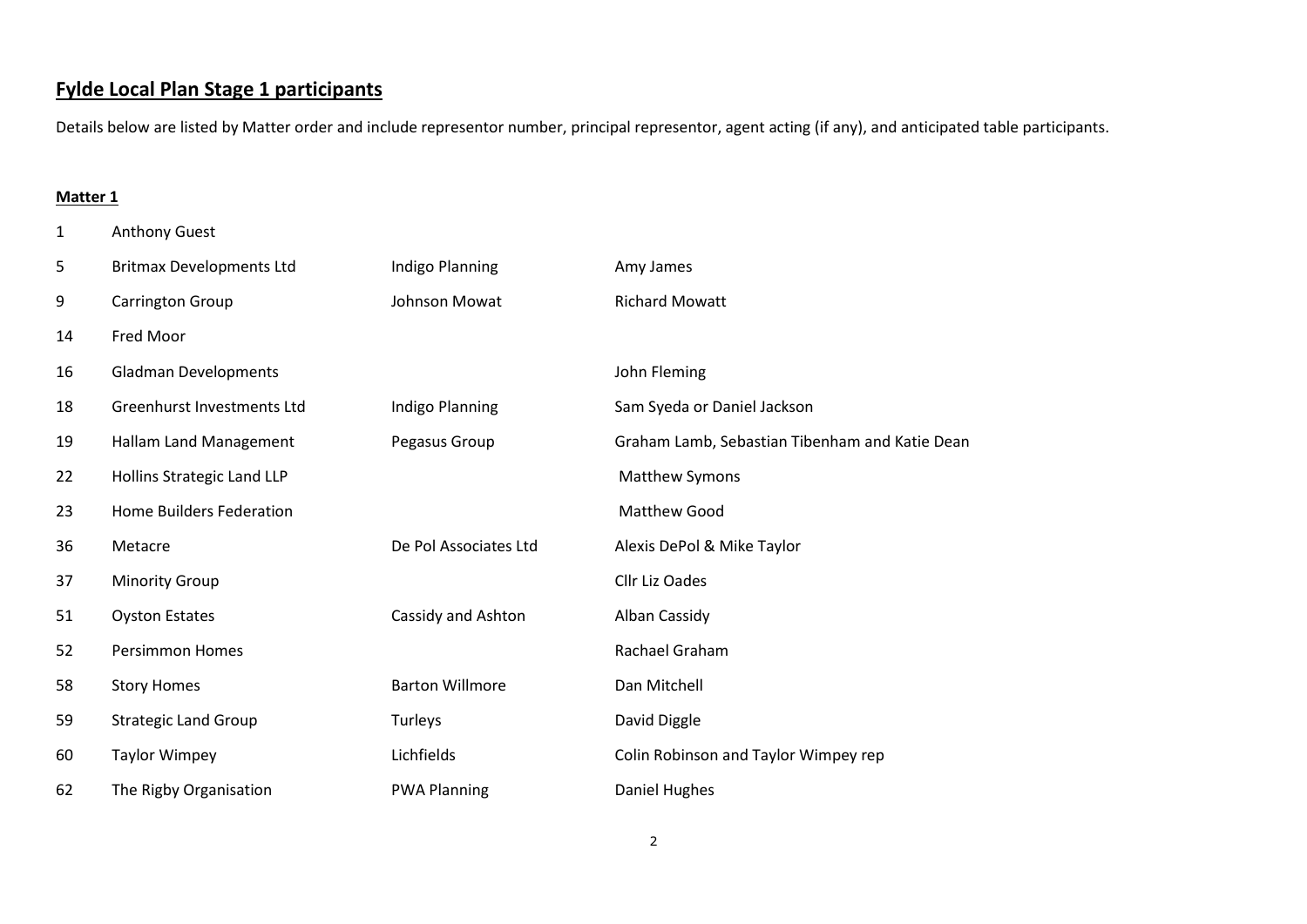## **Fylde Local Plan Stage 1 participants**

Details below are listed by Matter order and include representor number, principal representor, agent acting (if any), and anticipated table participants.

### **Matter 1**

| | | | |
|---|---|---|---|
| 1 | Anthony Guest | | |
| 5 | Britmax Developments Ltd | Indigo Planning | Amy James |
| 9 | Carrington Group | Johnson Mowat | Richard Mowatt |
| 14 | Fred Moor | | |
| 16 | Gladman Developments | | John Fleming |
| 18 | Greenhurst Investments Ltd | Indigo Planning | Sam Syeda or Daniel Jackson |
| 19 | Hallam Land Management | Pegasus Group | Graham Lamb, Sebastian Tibenham and Katie Dean |
| 22 | Hollins Strategic Land LLP | | Matthew Symons |
| 23 | Home Builders Federation | | Matthew Good |
| 36 | Metacre | De Pol Associates Ltd | Alexis DePol & Mike Taylor |
| 37 | Minority Group | | Cllr Liz Oades |
| 51 | Oyston Estates | Cassidy and Ashton | Alban Cassidy |
| 52 | Persimmon Homes | | Rachael Graham |
| 58 | Story Homes | Barton Willmore | Dan Mitchell |
| 59 | Strategic Land Group | Turleys | David Diggle |
| 60 | Taylor Wimpey | Lichfields | Colin Robinson and Taylor Wimpey rep |
| 62 | The Rigby Organisation | PWA Planning | Daniel Hughes |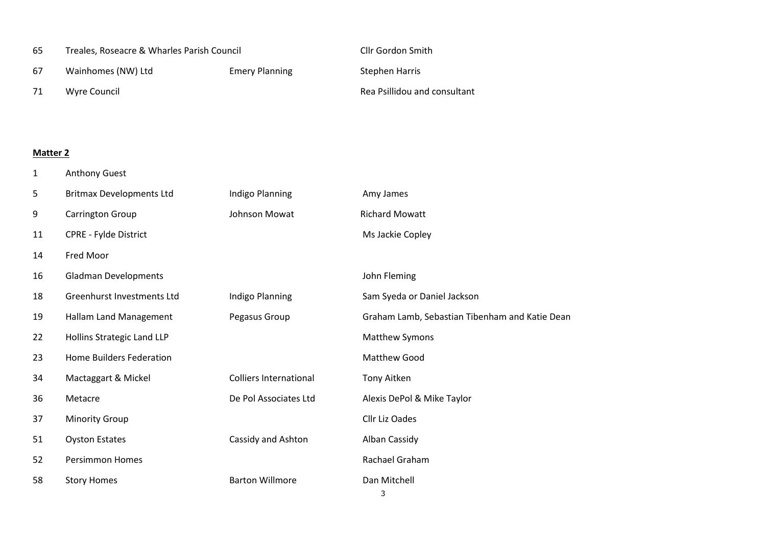| | | | |
|---|---|---|---|
| 65 | Treales, Roseacre & Wharles Parish Council | | Cllr Gordon Smith |
| 67 | Wainhomes (NW) Ltd | Emery Planning | Stephen Harris |
| 71 | Wyre Council | | Rea Psillidou and consultant |

**Matter 2**

| | | | |
|---|---|---|---|
| 1 | Anthony Guest | | |
| 5 | Britmax Developments Ltd | Indigo Planning | Amy James |
| 9 | Carrington Group | Johnson Mowat | Richard Mowatt |
| 11 | CPRE - Fylde District | | Ms Jackie Copley |
| 14 | Fred Moor | | |
| 16 | Gladman Developments | | John Fleming |
| 18 | Greenhurst Investments Ltd | Indigo Planning | Sam Syeda or Daniel Jackson |
| 19 | Hallam Land Management | Pegasus Group | Graham Lamb, Sebastian Tibenham and Katie Dean |
| 22 | Hollins Strategic Land LLP | | Matthew Symons |
| 23 | Home Builders Federation | | Matthew Good |
| 34 | Mactaggart & Mickel | Colliers International | Tony Aitken |
| 36 | Metacre | De Pol Associates Ltd | Alexis DePol & Mike Taylor |
| 37 | Minority Group | | Cllr Liz Oades |
| 51 | Oyston Estates | Cassidy and Ashton | Alban Cassidy |
| 52 | Persimmon Homes | | Rachael Graham |
| 58 | Story Homes | Barton Willmore | Dan Mitchell |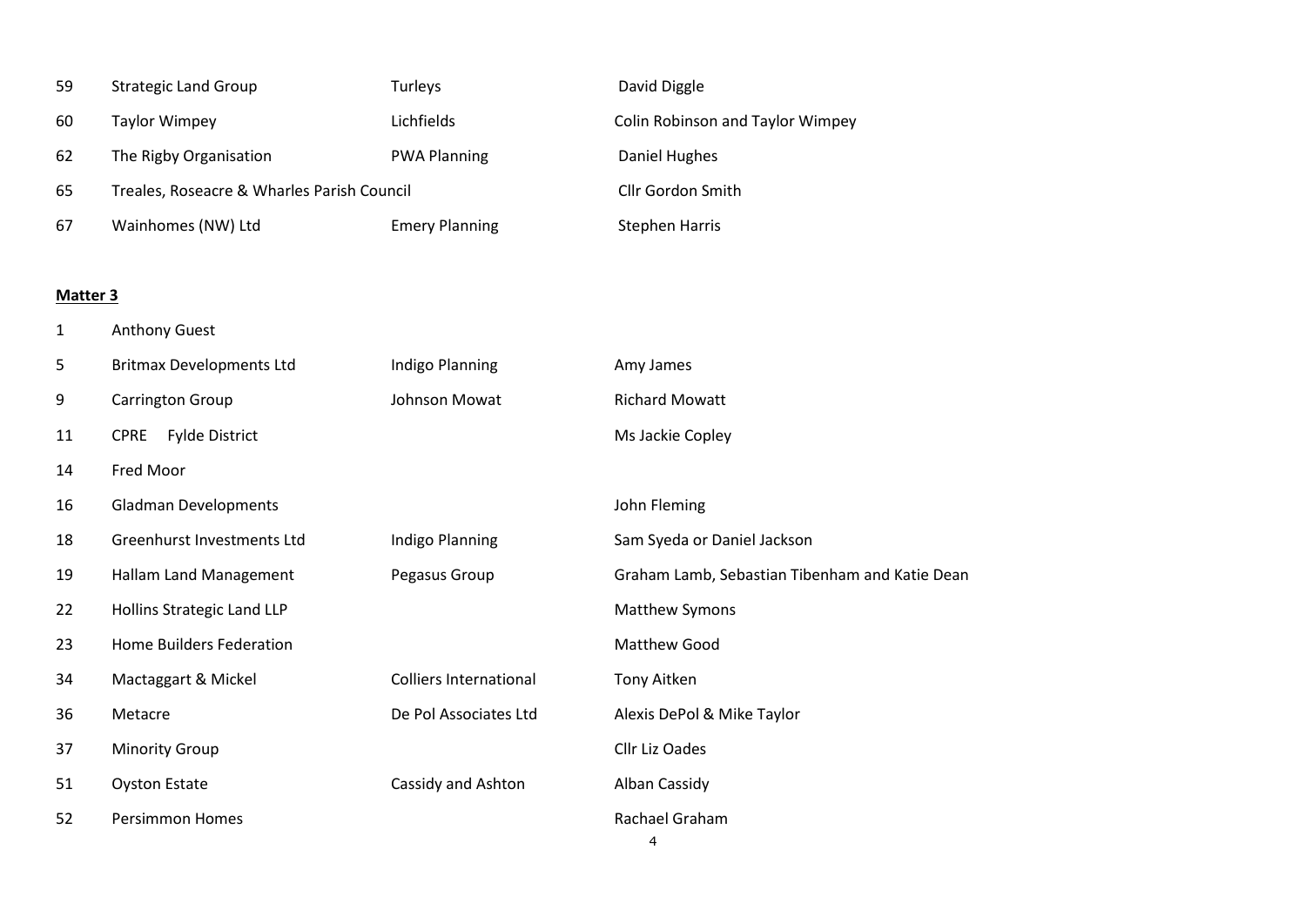| | | | |
|---|---|---|---|
| 59 | Strategic Land Group | Turleys | David Diggle |
| 60 | Taylor Wimpey | Lichfields | Colin Robinson and Taylor Wimpey |
| 62 | The Rigby Organisation | PWA Planning | Daniel Hughes |
| 65 | Treales, Roseacre & Wharles Parish Council | | Cllr Gordon Smith |
| 67 | Wainhomes (NW) Ltd | Emery Planning | Stephen Harris |

**Matter 3**

| | | | |
|---|---|---|---|
| 1 | Anthony Guest | | |
| 5 | Britmax Developments Ltd | Indigo Planning | Amy James |
| 9 | Carrington Group | Johnson Mowat | Richard Mowatt |
| 11 | CPRE Fylde District | | Ms Jackie Copley |
| 14 | Fred Moor | | |
| 16 | Gladman Developments | | John Fleming |
| 18 | Greenhurst Investments Ltd | Indigo Planning | Sam Syeda or Daniel Jackson |
| 19 | Hallam Land Management | Pegasus Group | Graham Lamb, Sebastian Tibenham and Katie Dean |
| 22 | Hollins Strategic Land LLP | | Matthew Symons |
| 23 | Home Builders Federation | | Matthew Good |
| 34 | Mactaggart & Mickel | Colliers International | Tony Aitken |
| 36 | Metacre | De Pol Associates Ltd | Alexis DePol & Mike Taylor |
| 37 | Minority Group | | Cllr Liz Oades |
| 51 | Oyston Estate | Cassidy and Ashton | Alban Cassidy |
| 52 | Persimmon Homes | | Rachael Graham |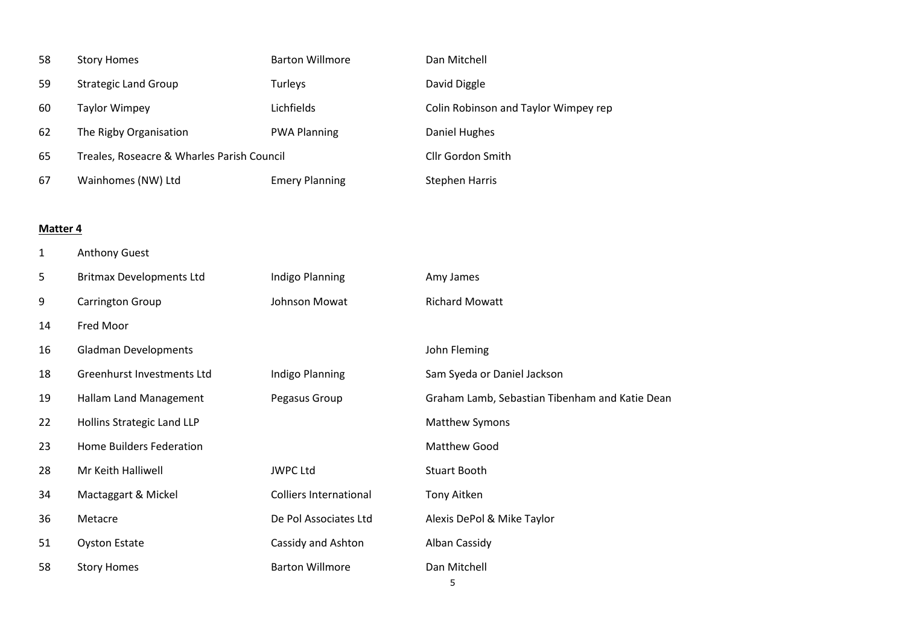| | | | |
|---|---|---|---|
| 58 | Story Homes | Barton Willmore | Dan Mitchell |
| 59 | Strategic Land Group | Turleys | David Diggle |
| 60 | Taylor Wimpey | Lichfields | Colin Robinson and Taylor Wimpey rep |
| 62 | The Rigby Organisation | PWA Planning | Daniel Hughes |
| 65 | Treales, Roseacre & Wharles Parish Council | | Cllr Gordon Smith |
| 67 | Wainhomes (NW) Ltd | Emery Planning | Stephen Harris |

**Matter 4**

| | | | |
|---|---|---|---|
| 1 | Anthony Guest | | |
| 5 | Britmax Developments Ltd | Indigo Planning | Amy James |
| 9 | Carrington Group | Johnson Mowat | Richard Mowatt |
| 14 | Fred Moor | | |
| 16 | Gladman Developments | | John Fleming |
| 18 | Greenhurst Investments Ltd | Indigo Planning | Sam Syeda or Daniel Jackson |
| 19 | Hallam Land Management | Pegasus Group | Graham Lamb, Sebastian Tibenham and Katie Dean |
| 22 | Hollins Strategic Land LLP | | Matthew Symons |
| 23 | Home Builders Federation | | Matthew Good |
| 28 | Mr Keith Halliwell | JWPC Ltd | Stuart Booth |
| 34 | Mactaggart & Mickel | Colliers International | Tony Aitken |
| 36 | Metacre | De Pol Associates Ltd | Alexis DePol & Mike Taylor |
| 51 | Oyston Estate | Cassidy and Ashton | Alban Cassidy |
| 58 | Story Homes | Barton Willmore | Dan Mitchell |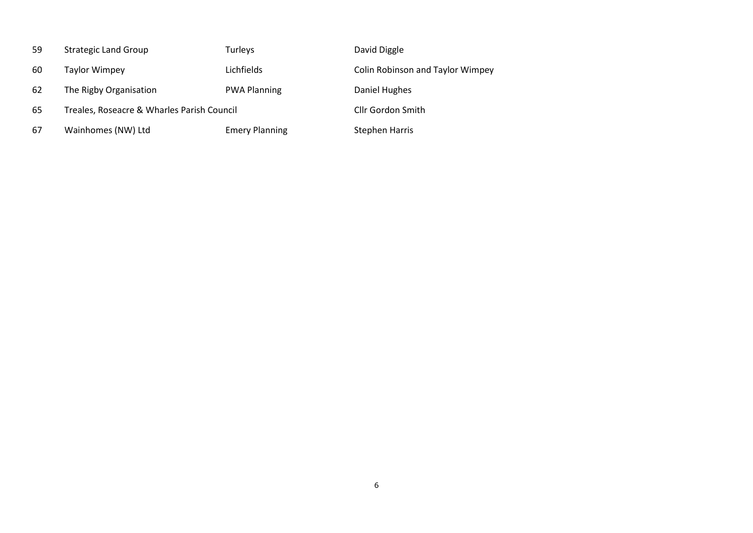| | | | |
|---|---|---|---|
| 59 | Strategic Land Group | Turleys | David Diggle |
| 60 | Taylor Wimpey | Lichfields | Colin Robinson and Taylor Wimpey |
| 62 | The Rigby Organisation | PWA Planning | Daniel Hughes |
| 65 | Treales, Roseacre & Wharles Parish Council | | Cllr Gordon Smith |
| 67 | Wainhomes (NW) Ltd | Emery Planning | Stephen Harris |